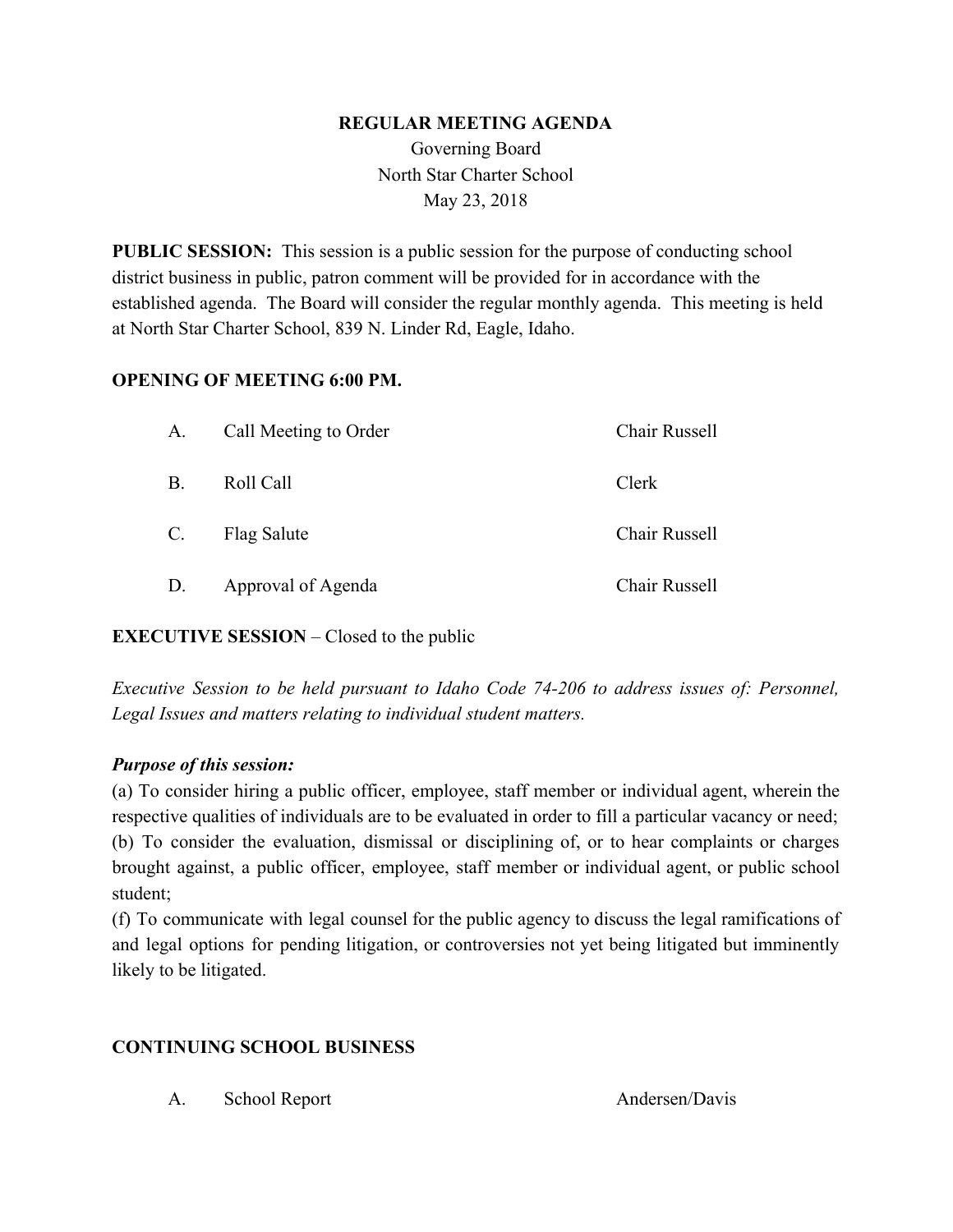**REGULAR MEETING AGENDA**

Governing Board

North Star Charter School

May 23, 2018

**PUBLIC SESSION:** This session is a public session for the purpose of conducting school district business in public, patron comment will be provided for in accordance with the established agenda. The Board will consider the regular monthly agenda. This meeting is held at North Star Charter School, 839 N. Linder Rd, Eagle, Idaho.

**OPENING OF MEETING 6:00 PM.**

| | | |
|---|---|---|
| A. | Call Meeting to Order | Chair Russell |
| B. | Roll Call | Clerk |
| C. | Flag Salute | Chair Russell |
| D. | Approval of Agenda | Chair Russell |

**EXECUTIVE SESSION** – Closed to the public

*Executive Session to be held pursuant to Idaho Code 74-206 to address issues of: Personnel, Legal Issues and matters relating to individual student matters.*

***Purpose of this session:***

(a) To consider hiring a public officer, employee, staff member or individual agent, wherein the respective qualities of individuals are to be evaluated in order to fill a particular vacancy or need;

(b) To consider the evaluation, dismissal or disciplining of, or to hear complaints or charges brought against, a public officer, employee, staff member or individual agent, or public school student;

(f) To communicate with legal counsel for the public agency to discuss the legal ramifications of and legal options for pending litigation, or controversies not yet being litigated but imminently likely to be litigated.

**CONTINUING SCHOOL BUSINESS**

| | | |
|---|---|---|
| A. | School Report | Andersen/Davis |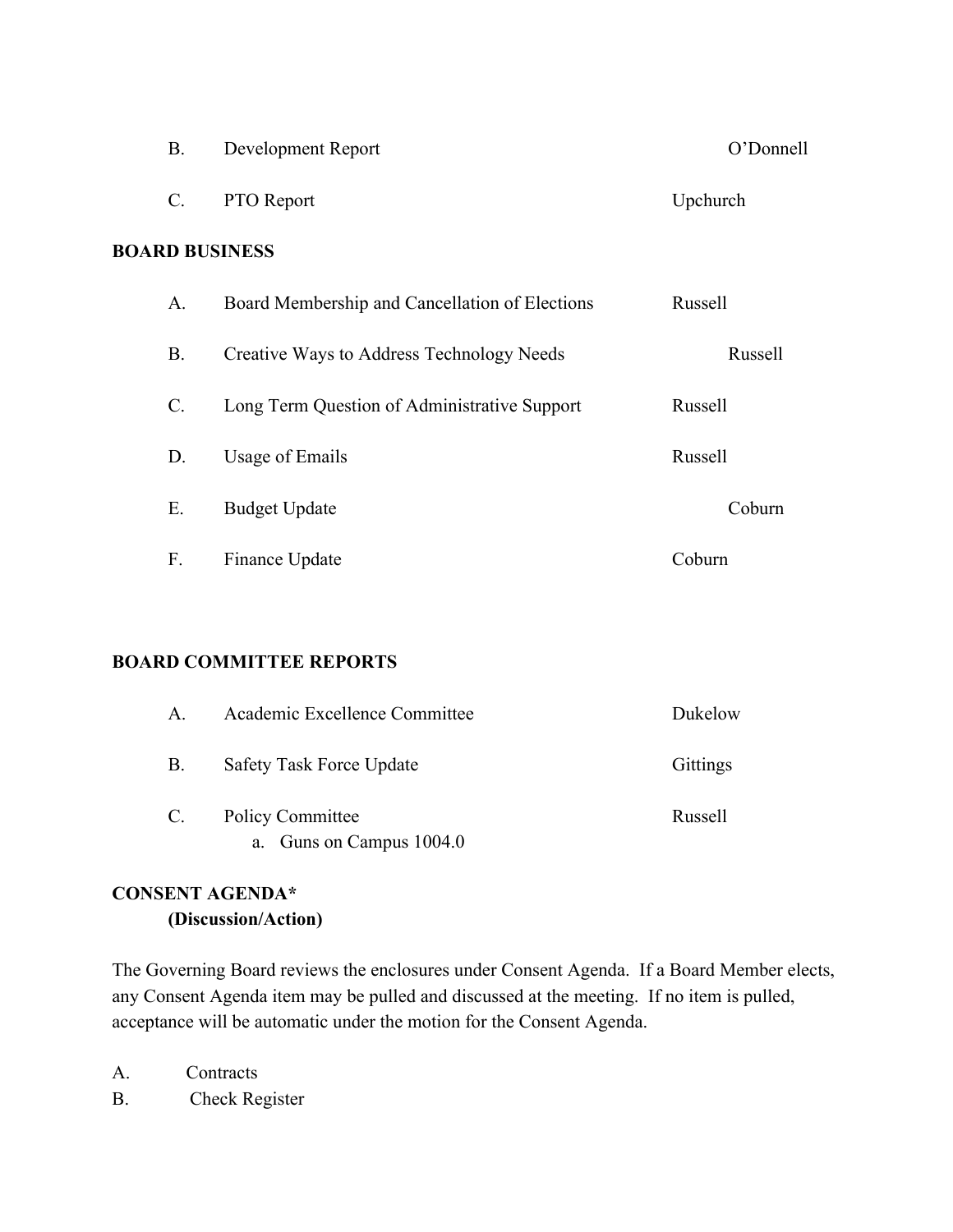| | | |
|---|---|---|
| B. | Development Report | O'Donnell |
| C. | PTO Report | Upchurch |

**BOARD BUSINESS**

| | | |
|---|---|---|
| A. | Board Membership and Cancellation of Elections | Russell |
| B. | Creative Ways to Address Technology Needs | Russell |
| C. | Long Term Question of Administrative Support | Russell |
| D. | Usage of Emails | Russell |
| E. | Budget Update | Coburn |
| F. | Finance Update | Coburn |

**BOARD COMMITTEE REPORTS**

| | | |
|---|---|---|
| A. | Academic Excellence Committee | Dukelow |
| B. | Safety Task Force Update | Gittings |
| C. | Policy Committee<br>a. Guns on Campus 1004.0 | Russell |

**CONSENT AGENDA***
**(Discussion/Action)**

The Governing Board reviews the enclosures under Consent Agenda. If a Board Member elects, any Consent Agenda item may be pulled and discussed at the meeting. If no item is pulled, acceptance will be automatic under the motion for the Consent Agenda.

A. Contracts
B. Check Register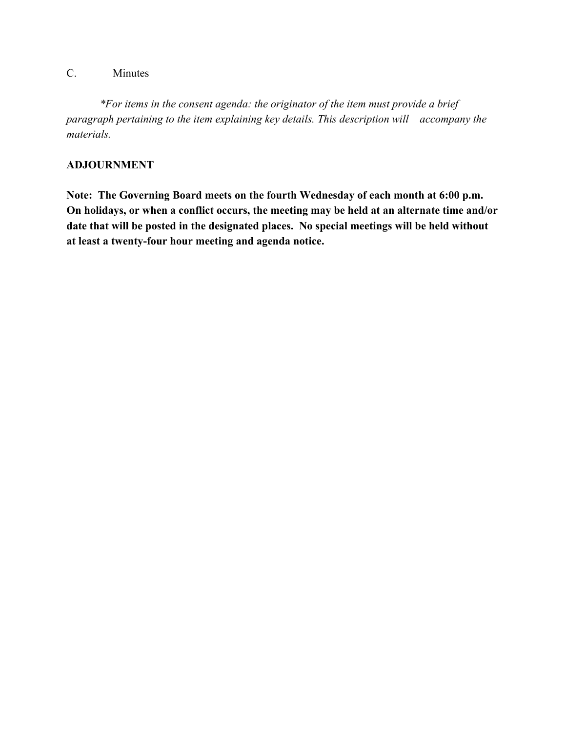C. Minutes

*\*For items in the consent agenda: the originator of the item must provide a brief paragraph pertaining to the item explaining key details. This description will accompany the materials.*

**ADJOURNMENT**

**Note: The Governing Board meets on the fourth Wednesday of each month at 6:00 p.m. On holidays, or when a conflict occurs, the meeting may be held at an alternate time and/or date that will be posted in the designated places. No special meetings will be held without at least a twenty-four hour meeting and agenda notice.**